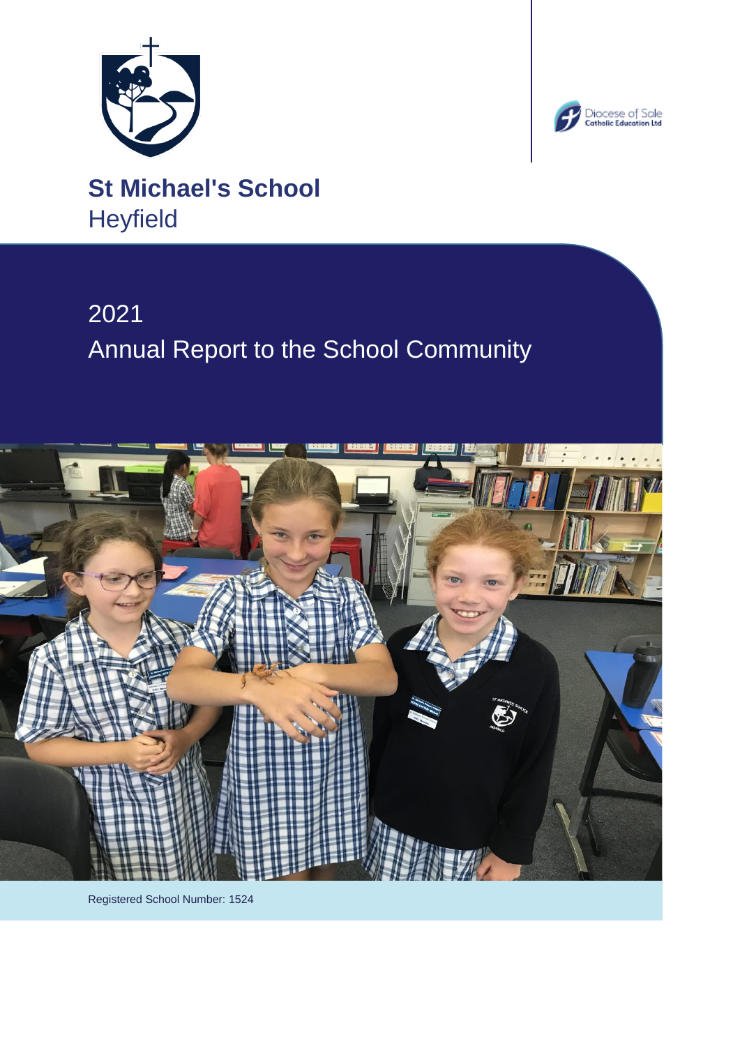# St Michael's School

Heyfield

## 2021

## Annual Report to the School Community

Registered School Number: 1524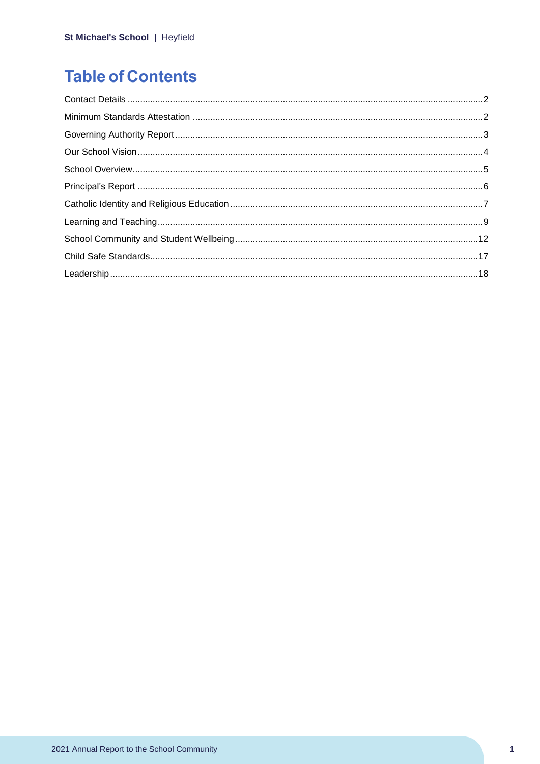# Table of Contents

Contact Details ....................................................................................................................................2

Minimum Standards Attestation ..........................................................................................................2

Governing Authority Report.................................................................................................................3

Our School Vision................................................................................................................................4

School Overview..................................................................................................................................5

Principal's Report ................................................................................................................................6

Catholic Identity and Religious Education ...........................................................................................7

Learning and Teaching.........................................................................................................................9

School Community and Student Wellbeing........................................................................................12

Child Safe Standards..........................................................................................................................17

Leadership.........................................................................................................................................18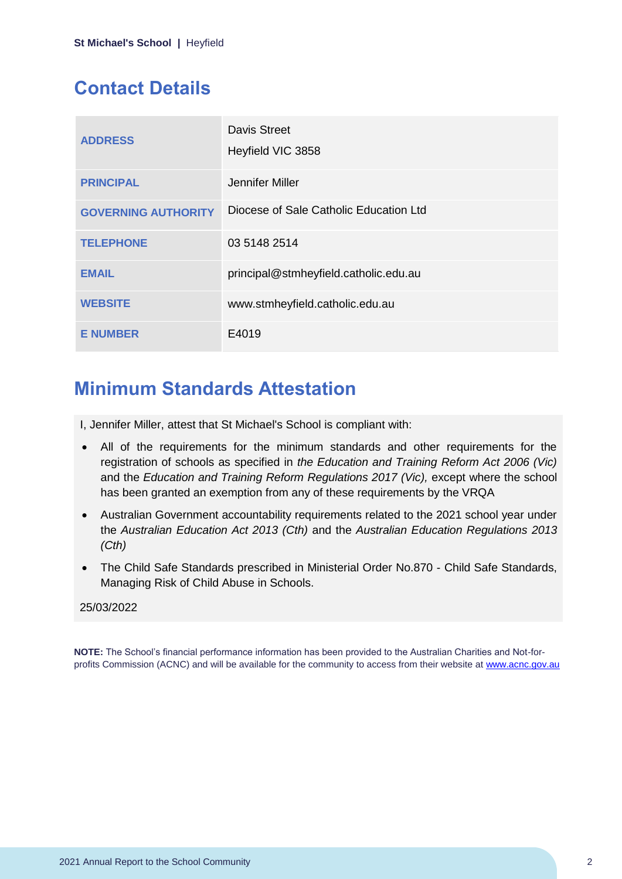## Contact Details

| | |
|---|---|
| ADDRESS | Davis Street<br>Heyfield VIC 3858 |
| PRINCIPAL | Jennifer Miller |
| GOVERNING AUTHORITY | Diocese of Sale Catholic Education Ltd |
| TELEPHONE | 03 5148 2514 |
| EMAIL | principal@stmheyfield.catholic.edu.au |
| WEBSITE | www.stmheyfield.catholic.edu.au |
| E NUMBER | E4019 |

## Minimum Standards Attestation

I, Jennifer Miller, attest that St Michael's School is compliant with:

- All of the requirements for the minimum standards and other requirements for the registration of schools as specified in *the Education and Training Reform Act 2006 (Vic)* and the *Education and Training Reform Regulations 2017 (Vic),* except where the school has been granted an exemption from any of these requirements by the VRQA
- Australian Government accountability requirements related to the 2021 school year under the *Australian Education Act 2013 (Cth)* and the *Australian Education Regulations 2013 (Cth)*
- The Child Safe Standards prescribed in Ministerial Order No.870 - Child Safe Standards, Managing Risk of Child Abuse in Schools.

25/03/2022

**NOTE:** The School's financial performance information has been provided to the Australian Charities and Not-for-profits Commission (ACNC) and will be available for the community to access from their website at www.acnc.gov.au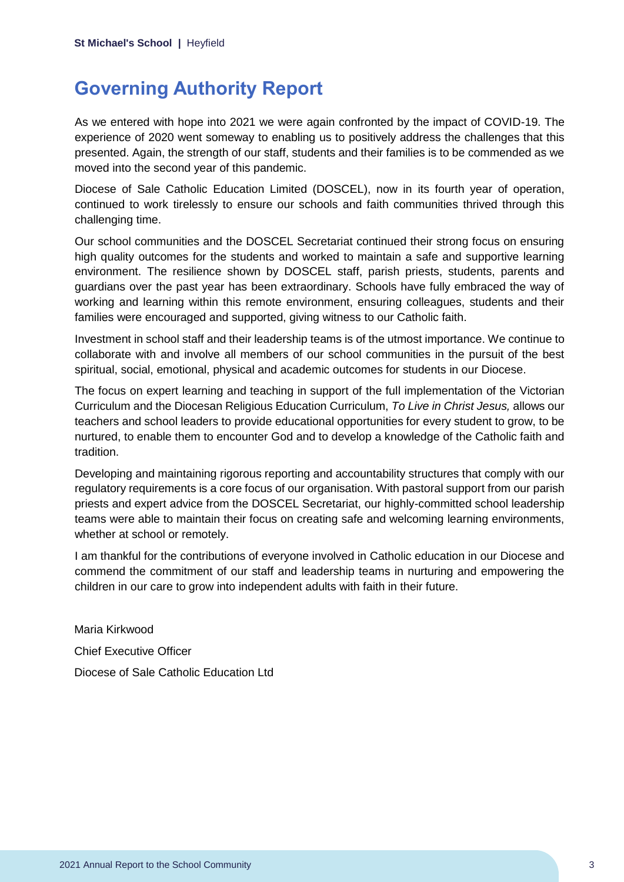# Governing Authority Report

As we entered with hope into 2021 we were again confronted by the impact of COVID-19. The experience of 2020 went someway to enabling us to positively address the challenges that this presented. Again, the strength of our staff, students and their families is to be commended as we moved into the second year of this pandemic.

Diocese of Sale Catholic Education Limited (DOSCEL), now in its fourth year of operation, continued to work tirelessly to ensure our schools and faith communities thrived through this challenging time.

Our school communities and the DOSCEL Secretariat continued their strong focus on ensuring high quality outcomes for the students and worked to maintain a safe and supportive learning environment. The resilience shown by DOSCEL staff, parish priests, students, parents and guardians over the past year has been extraordinary. Schools have fully embraced the way of working and learning within this remote environment, ensuring colleagues, students and their families were encouraged and supported, giving witness to our Catholic faith.

Investment in school staff and their leadership teams is of the utmost importance. We continue to collaborate with and involve all members of our school communities in the pursuit of the best spiritual, social, emotional, physical and academic outcomes for students in our Diocese.

The focus on expert learning and teaching in support of the full implementation of the Victorian Curriculum and the Diocesan Religious Education Curriculum, *To Live in Christ Jesus,* allows our teachers and school leaders to provide educational opportunities for every student to grow, to be nurtured, to enable them to encounter God and to develop a knowledge of the Catholic faith and tradition.

Developing and maintaining rigorous reporting and accountability structures that comply with our regulatory requirements is a core focus of our organisation. With pastoral support from our parish priests and expert advice from the DOSCEL Secretariat, our highly-committed school leadership teams were able to maintain their focus on creating safe and welcoming learning environments, whether at school or remotely.

I am thankful for the contributions of everyone involved in Catholic education in our Diocese and commend the commitment of our staff and leadership teams in nurturing and empowering the children in our care to grow into independent adults with faith in their future.

Maria Kirkwood

Chief Executive Officer

Diocese of Sale Catholic Education Ltd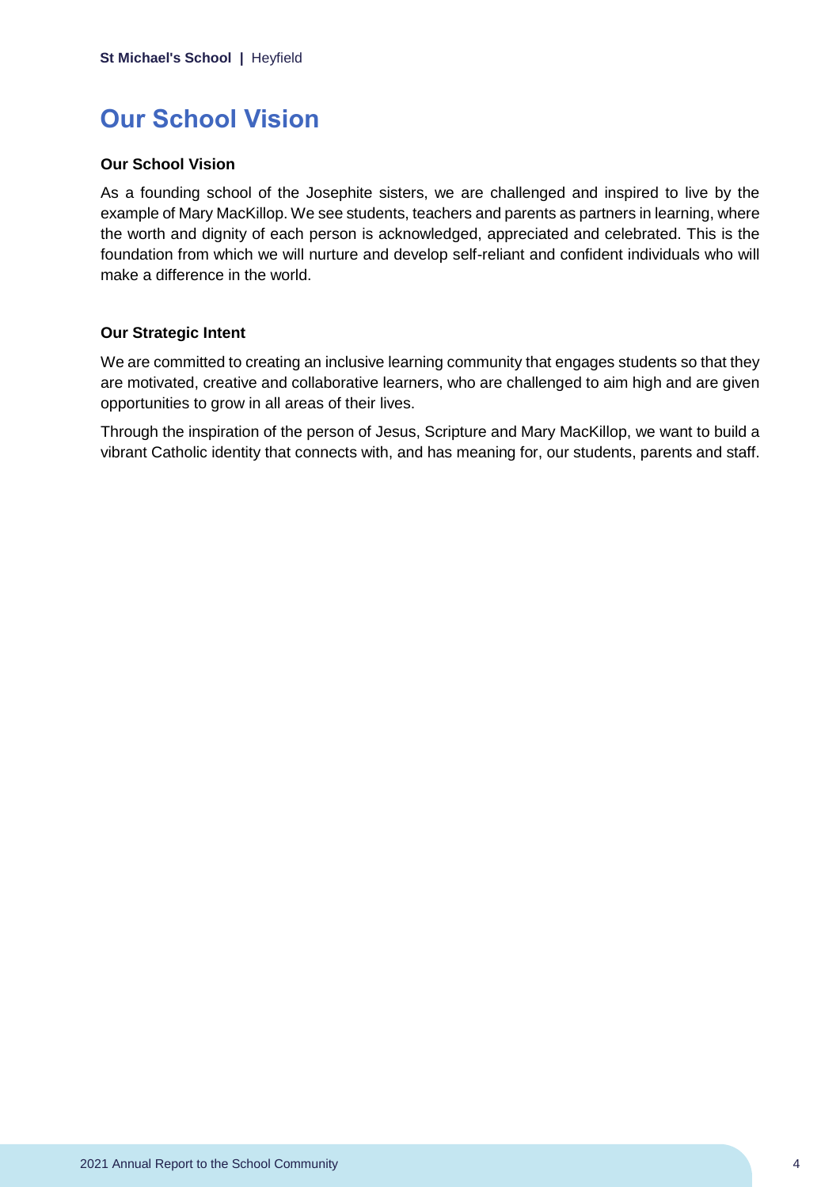# Our School Vision

### Our School Vision

As a founding school of the Josephite sisters, we are challenged and inspired to live by the example of Mary MacKillop. We see students, teachers and parents as partners in learning, where the worth and dignity of each person is acknowledged, appreciated and celebrated. This is the foundation from which we will nurture and develop self-reliant and confident individuals who will make a difference in the world.

### Our Strategic Intent

We are committed to creating an inclusive learning community that engages students so that they are motivated, creative and collaborative learners, who are challenged to aim high and are given opportunities to grow in all areas of their lives.

Through the inspiration of the person of Jesus, Scripture and Mary MacKillop, we want to build a vibrant Catholic identity that connects with, and has meaning for, our students, parents and staff.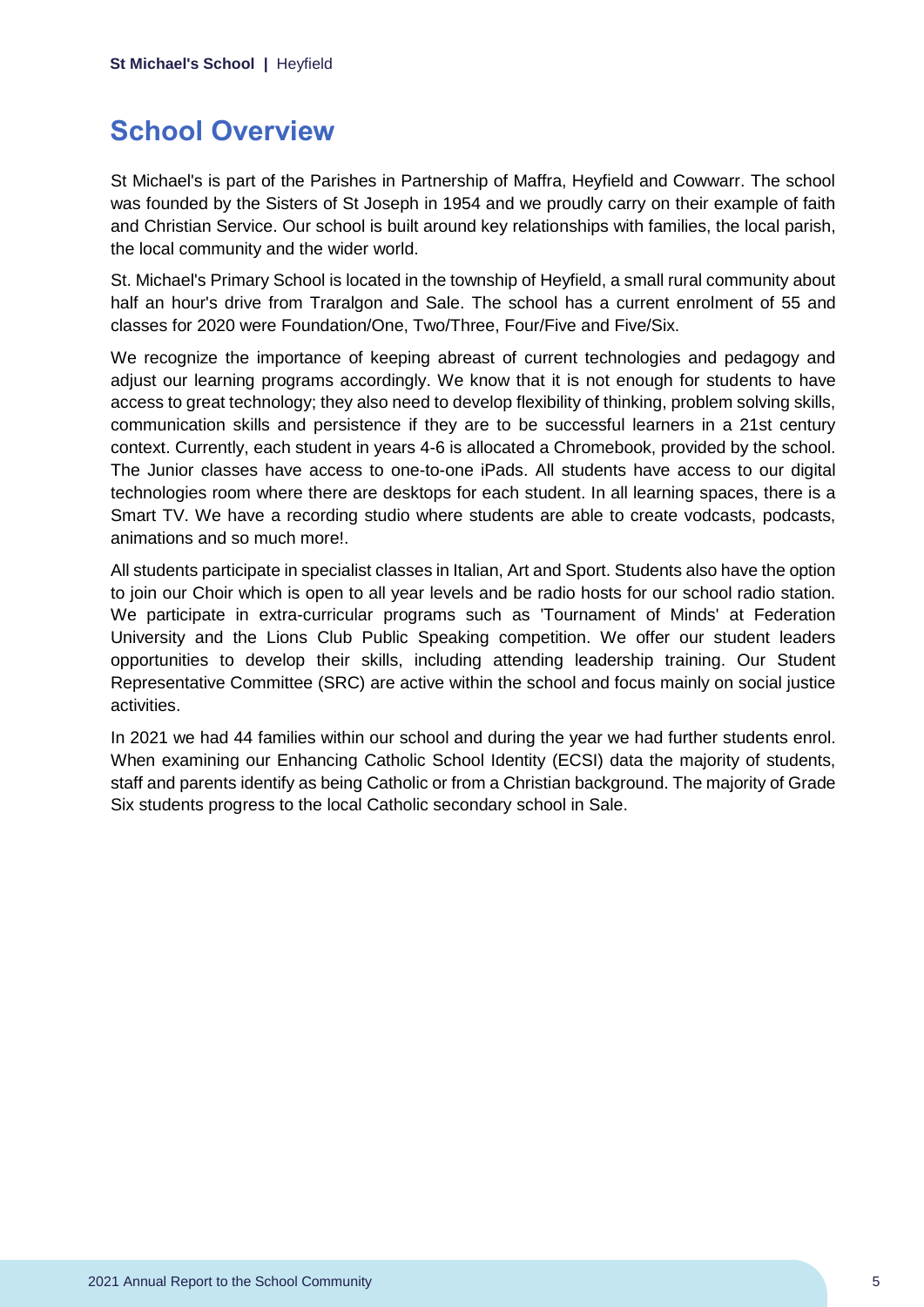## School Overview

St Michael's is part of the Parishes in Partnership of Maffra, Heyfield and Cowwarr. The school was founded by the Sisters of St Joseph in 1954 and we proudly carry on their example of faith and Christian Service. Our school is built around key relationships with families, the local parish, the local community and the wider world.

St. Michael's Primary School is located in the township of Heyfield, a small rural community about half an hour's drive from Traralgon and Sale. The school has a current enrolment of 55 and classes for 2020 were Foundation/One, Two/Three, Four/Five and Five/Six.

We recognize the importance of keeping abreast of current technologies and pedagogy and adjust our learning programs accordingly. We know that it is not enough for students to have access to great technology; they also need to develop flexibility of thinking, problem solving skills, communication skills and persistence if they are to be successful learners in a 21st century context. Currently, each student in years 4-6 is allocated a Chromebook, provided by the school. The Junior classes have access to one-to-one iPads. All students have access to our digital technologies room where there are desktops for each student. In all learning spaces, there is a Smart TV. We have a recording studio where students are able to create vodcasts, podcasts, animations and so much more!.

All students participate in specialist classes in Italian, Art and Sport. Students also have the option to join our Choir which is open to all year levels and be radio hosts for our school radio station. We participate in extra-curricular programs such as 'Tournament of Minds' at Federation University and the Lions Club Public Speaking competition. We offer our student leaders opportunities to develop their skills, including attending leadership training. Our Student Representative Committee (SRC) are active within the school and focus mainly on social justice activities.

In 2021 we had 44 families within our school and during the year we had further students enrol. When examining our Enhancing Catholic School Identity (ECSI) data the majority of students, staff and parents identify as being Catholic or from a Christian background. The majority of Grade Six students progress to the local Catholic secondary school in Sale.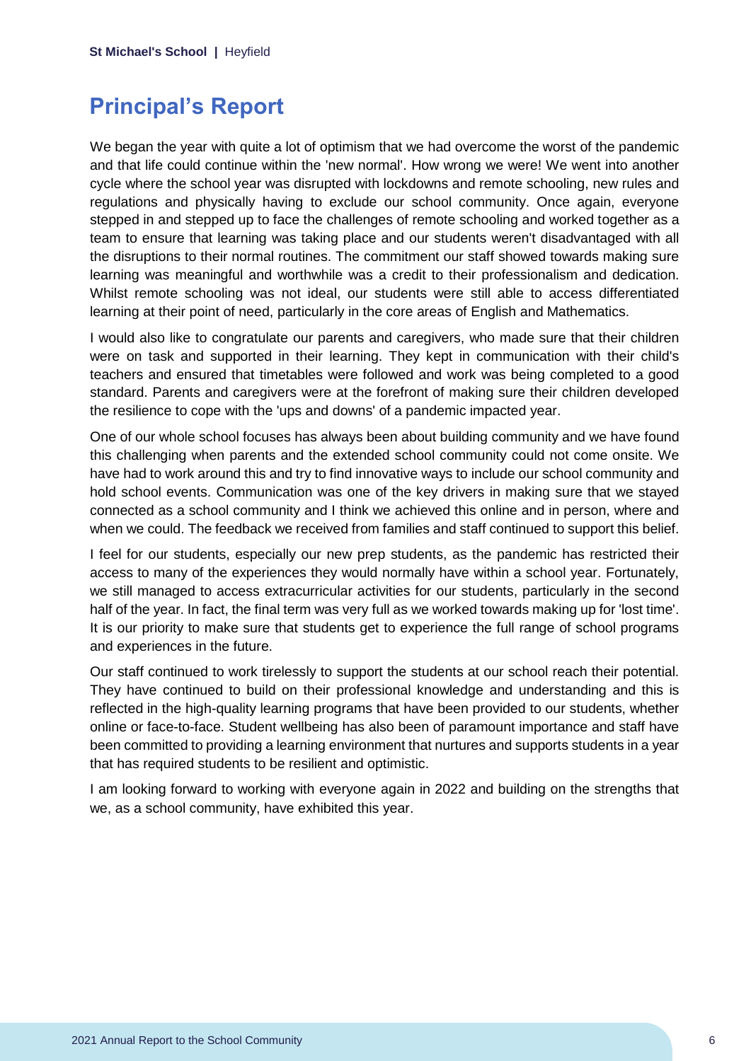## Principal's Report

We began the year with quite a lot of optimism that we had overcome the worst of the pandemic and that life could continue within the 'new normal'. How wrong we were! We went into another cycle where the school year was disrupted with lockdowns and remote schooling, new rules and regulations and physically having to exclude our school community. Once again, everyone stepped in and stepped up to face the challenges of remote schooling and worked together as a team to ensure that learning was taking place and our students weren't disadvantaged with all the disruptions to their normal routines. The commitment our staff showed towards making sure learning was meaningful and worthwhile was a credit to their professionalism and dedication. Whilst remote schooling was not ideal, our students were still able to access differentiated learning at their point of need, particularly in the core areas of English and Mathematics.

I would also like to congratulate our parents and caregivers, who made sure that their children were on task and supported in their learning. They kept in communication with their child's teachers and ensured that timetables were followed and work was being completed to a good standard. Parents and caregivers were at the forefront of making sure their children developed the resilience to cope with the 'ups and downs' of a pandemic impacted year.

One of our whole school focuses has always been about building community and we have found this challenging when parents and the extended school community could not come onsite. We have had to work around this and try to find innovative ways to include our school community and hold school events. Communication was one of the key drivers in making sure that we stayed connected as a school community and I think we achieved this online and in person, where and when we could. The feedback we received from families and staff continued to support this belief.

I feel for our students, especially our new prep students, as the pandemic has restricted their access to many of the experiences they would normally have within a school year. Fortunately, we still managed to access extracurricular activities for our students, particularly in the second half of the year. In fact, the final term was very full as we worked towards making up for 'lost time'. It is our priority to make sure that students get to experience the full range of school programs and experiences in the future.

Our staff continued to work tirelessly to support the students at our school reach their potential. They have continued to build on their professional knowledge and understanding and this is reflected in the high-quality learning programs that have been provided to our students, whether online or face-to-face. Student wellbeing has also been of paramount importance and staff have been committed to providing a learning environment that nurtures and supports students in a year that has required students to be resilient and optimistic.

I am looking forward to working with everyone again in 2022 and building on the strengths that we, as a school community, have exhibited this year.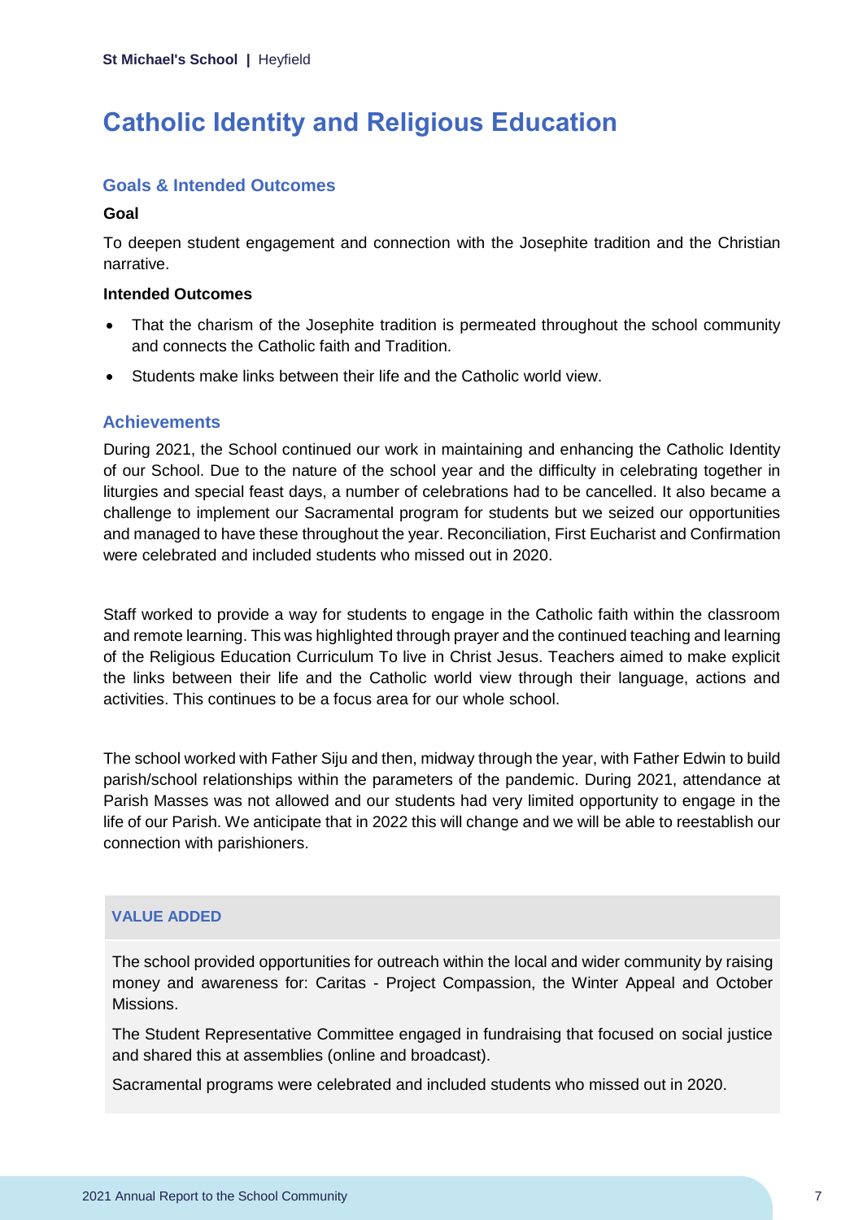# Catholic Identity and Religious Education

## Goals & Intended Outcomes

**Goal**

To deepen student engagement and connection with the Josephite tradition and the Christian narrative.

**Intended Outcomes**

- That the charism of the Josephite tradition is permeated throughout the school community and connects the Catholic faith and Tradition.
- Students make links between their life and the Catholic world view.

## Achievements

During 2021, the School continued our work in maintaining and enhancing the Catholic Identity of our School. Due to the nature of the school year and the difficulty in celebrating together in liturgies and special feast days, a number of celebrations had to be cancelled. It also became a challenge to implement our Sacramental program for students but we seized our opportunities and managed to have these throughout the year. Reconciliation, First Eucharist and Confirmation were celebrated and included students who missed out in 2020.

Staff worked to provide a way for students to engage in the Catholic faith within the classroom and remote learning. This was highlighted through prayer and the continued teaching and learning of the Religious Education Curriculum To live in Christ Jesus. Teachers aimed to make explicit the links between their life and the Catholic world view through their language, actions and activities. This continues to be a focus area for our whole school.

The school worked with Father Siju and then, midway through the year, with Father Edwin to build parish/school relationships within the parameters of the pandemic. During 2021, attendance at Parish Masses was not allowed and our students had very limited opportunity to engage in the life of our Parish. We anticipate that in 2022 this will change and we will be able to reestablish our connection with parishioners.

### VALUE ADDED

The school provided opportunities for outreach within the local and wider community by raising money and awareness for: Caritas - Project Compassion, the Winter Appeal and October Missions.

The Student Representative Committee engaged in fundraising that focused on social justice and shared this at assemblies (online and broadcast).

Sacramental programs were celebrated and included students who missed out in 2020.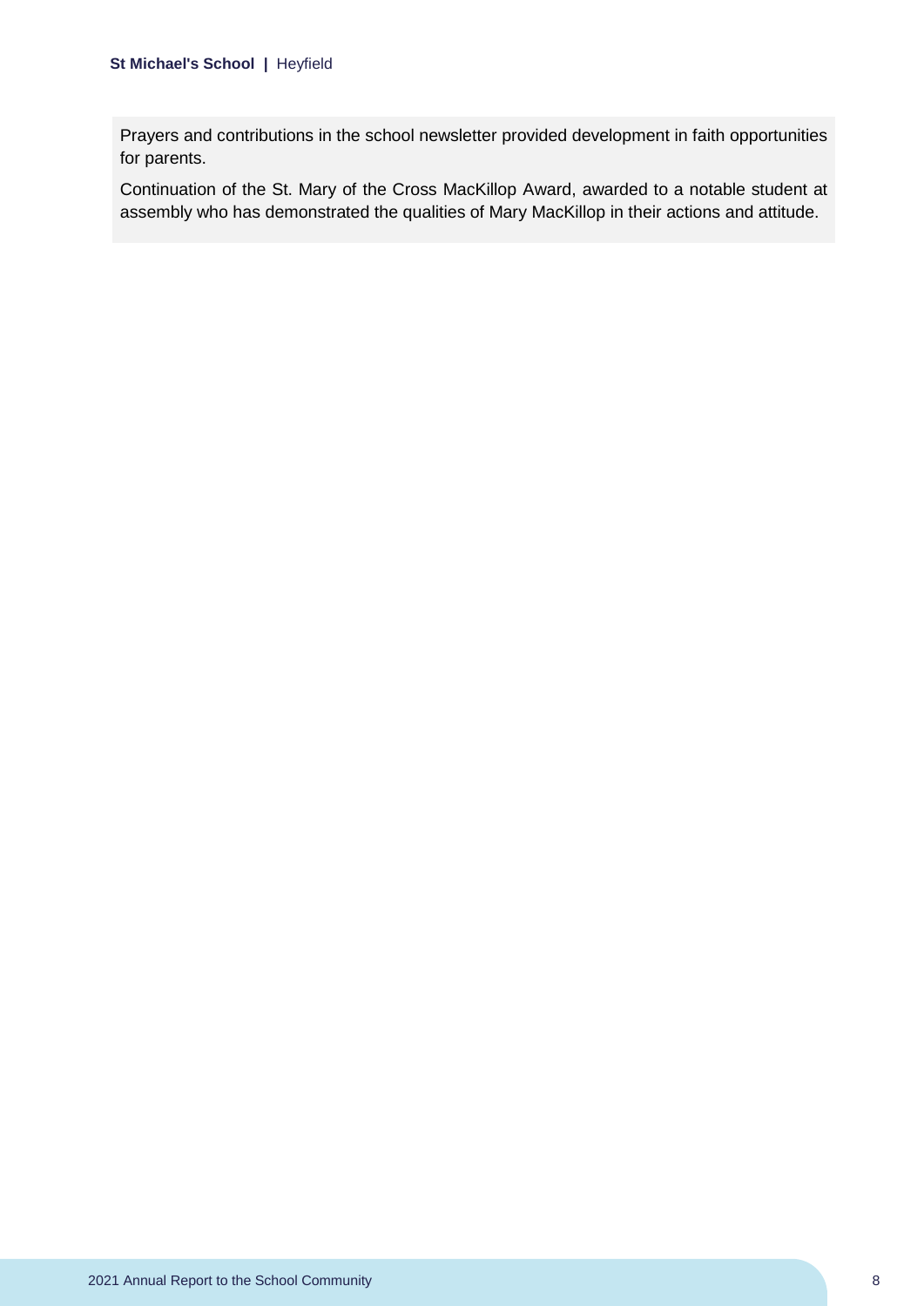Prayers and contributions in the school newsletter provided development in faith opportunities for parents.

Continuation of the St. Mary of the Cross MacKillop Award, awarded to a notable student at assembly who has demonstrated the qualities of Mary MacKillop in their actions and attitude.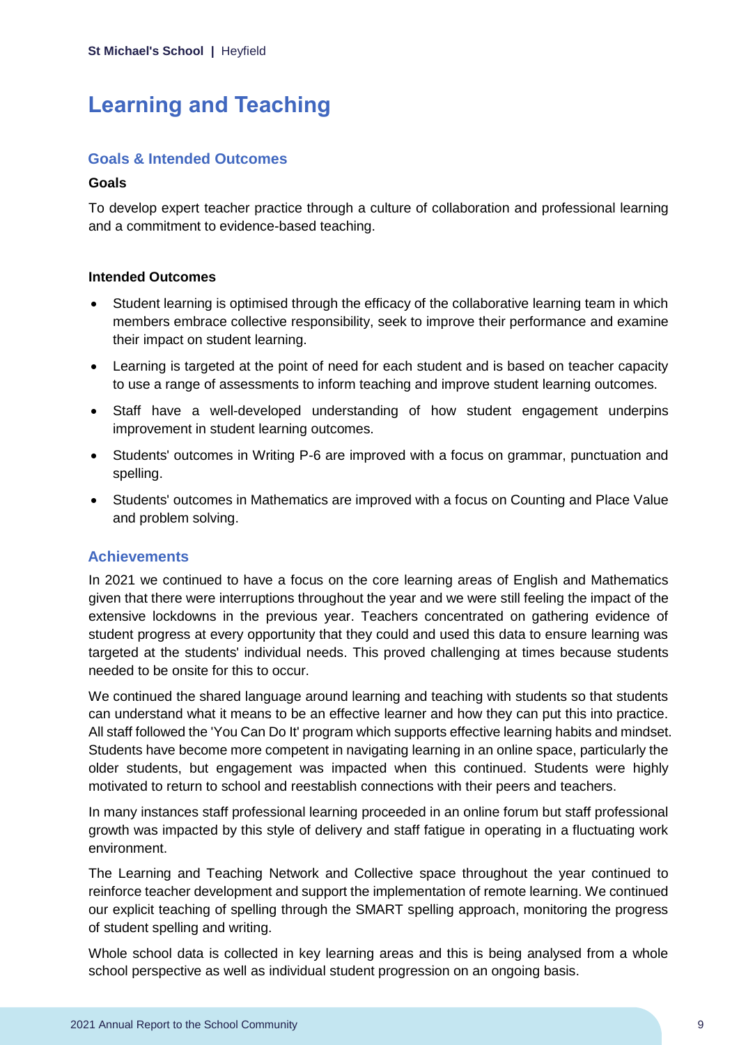# Learning and Teaching

## Goals & Intended Outcomes

### Goals

To develop expert teacher practice through a culture of collaboration and professional learning and a commitment to evidence-based teaching.

### Intended Outcomes

- Student learning is optimised through the efficacy of the collaborative learning team in which members embrace collective responsibility, seek to improve their performance and examine their impact on student learning.
- Learning is targeted at the point of need for each student and is based on teacher capacity to use a range of assessments to inform teaching and improve student learning outcomes.
- Staff have a well-developed understanding of how student engagement underpins improvement in student learning outcomes.
- Students' outcomes in Writing P-6 are improved with a focus on grammar, punctuation and spelling.
- Students' outcomes in Mathematics are improved with a focus on Counting and Place Value and problem solving.

## Achievements

In 2021 we continued to have a focus on the core learning areas of English and Mathematics given that there were interruptions throughout the year and we were still feeling the impact of the extensive lockdowns in the previous year. Teachers concentrated on gathering evidence of student progress at every opportunity that they could and used this data to ensure learning was targeted at the students' individual needs. This proved challenging at times because students needed to be onsite for this to occur.

We continued the shared language around learning and teaching with students so that students can understand what it means to be an effective learner and how they can put this into practice. All staff followed the 'You Can Do It' program which supports effective learning habits and mindset. Students have become more competent in navigating learning in an online space, particularly the older students, but engagement was impacted when this continued. Students were highly motivated to return to school and reestablish connections with their peers and teachers.

In many instances staff professional learning proceeded in an online forum but staff professional growth was impacted by this style of delivery and staff fatigue in operating in a fluctuating work environment.

The Learning and Teaching Network and Collective space throughout the year continued to reinforce teacher development and support the implementation of remote learning. We continued our explicit teaching of spelling through the SMART spelling approach, monitoring the progress of student spelling and writing.

Whole school data is collected in key learning areas and this is being analysed from a whole school perspective as well as individual student progression on an ongoing basis.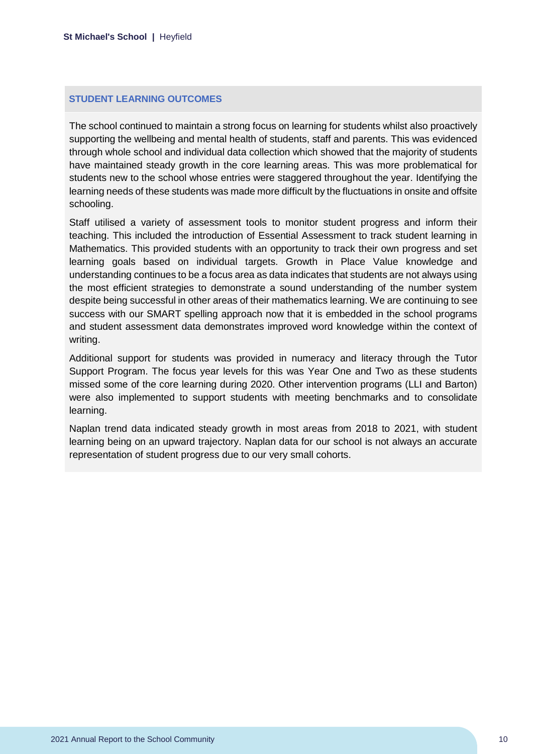## STUDENT LEARNING OUTCOMES

The school continued to maintain a strong focus on learning for students whilst also proactively supporting the wellbeing and mental health of students, staff and parents. This was evidenced through whole school and individual data collection which showed that the majority of students have maintained steady growth in the core learning areas. This was more problematical for students new to the school whose entries were staggered throughout the year. Identifying the learning needs of these students was made more difficult by the fluctuations in onsite and offsite schooling.

Staff utilised a variety of assessment tools to monitor student progress and inform their teaching. This included the introduction of Essential Assessment to track student learning in Mathematics. This provided students with an opportunity to track their own progress and set learning goals based on individual targets. Growth in Place Value knowledge and understanding continues to be a focus area as data indicates that students are not always using the most efficient strategies to demonstrate a sound understanding of the number system despite being successful in other areas of their mathematics learning. We are continuing to see success with our SMART spelling approach now that it is embedded in the school programs and student assessment data demonstrates improved word knowledge within the context of writing.

Additional support for students was provided in numeracy and literacy through the Tutor Support Program. The focus year levels for this was Year One and Two as these students missed some of the core learning during 2020. Other intervention programs (LLI and Barton) were also implemented to support students with meeting benchmarks and to consolidate learning.

Naplan trend data indicated steady growth in most areas from 2018 to 2021, with student learning being on an upward trajectory. Naplan data for our school is not always an accurate representation of student progress due to our very small cohorts.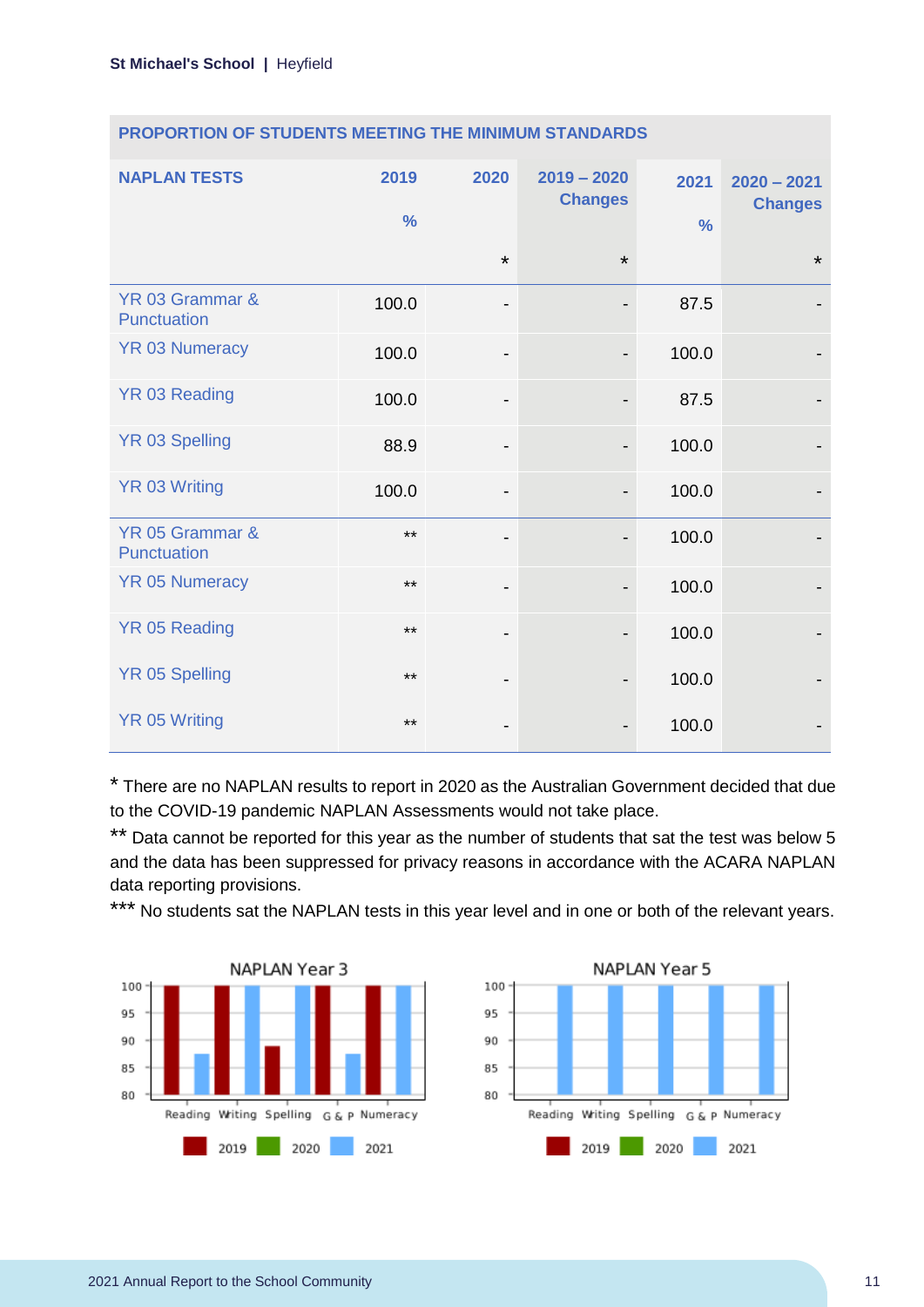## PROPORTION OF STUDENTS MEETING THE MINIMUM STANDARDS

| NAPLAN TESTS | 2019 % | 2020 * | 2019 – 2020 Changes * | 2021 % | 2020 – 2021 Changes * |
|---|---|---|---|---|---|
| YR 03 Grammar & Punctuation | 100.0 | - | - | 87.5 | - |
| YR 03 Numeracy | 100.0 | - | - | 100.0 | - |
| YR 03 Reading | 100.0 | - | - | 87.5 | - |
| YR 03 Spelling | 88.9 | - | - | 100.0 | - |
| YR 03 Writing | 100.0 | - | - | 100.0 | - |
| YR 05 Grammar & Punctuation | ** | - | - | 100.0 | - |
| YR 05 Numeracy | ** | - | - | 100.0 | - |
| YR 05 Reading | ** | - | - | 100.0 | - |
| YR 05 Spelling | ** | - | - | 100.0 | - |
| YR 05 Writing | ** | - | - | 100.0 | - |

* There are no NAPLAN results to report in 2020 as the Australian Government decided that due to the COVID-19 pandemic NAPLAN Assessments would not take place.

** Data cannot be reported for this year as the number of students that sat the test was below 5 and the data has been suppressed for privacy reasons in accordance with the ACARA NAPLAN data reporting provisions.

*** No students sat the NAPLAN tests in this year level and in one or both of the relevant years.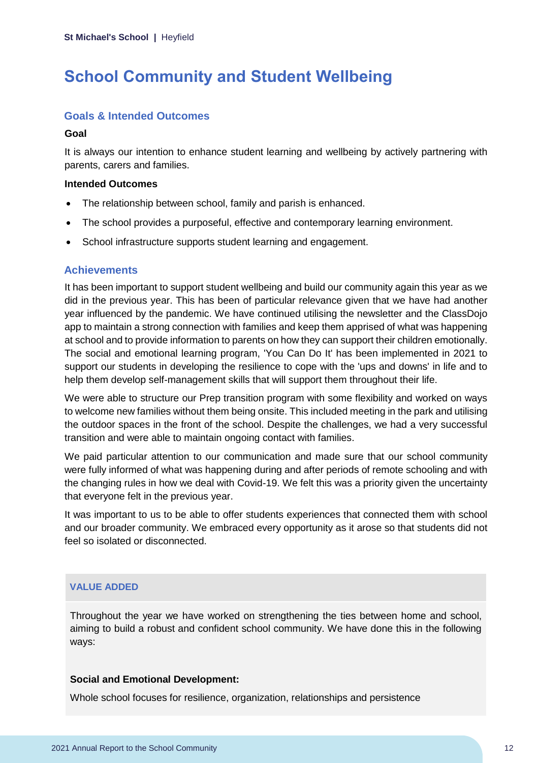# School Community and Student Wellbeing

## Goals & Intended Outcomes

**Goal**

It is always our intention to enhance student learning and wellbeing by actively partnering with parents, carers and families.

**Intended Outcomes**

- The relationship between school, family and parish is enhanced.
- The school provides a purposeful, effective and contemporary learning environment.
- School infrastructure supports student learning and engagement.

## Achievements

It has been important to support student wellbeing and build our community again this year as we did in the previous year. This has been of particular relevance given that we have had another year influenced by the pandemic. We have continued utilising the newsletter and the ClassDojo app to maintain a strong connection with families and keep them apprised of what was happening at school and to provide information to parents on how they can support their children emotionally. The social and emotional learning program, 'You Can Do It' has been implemented in 2021 to support our students in developing the resilience to cope with the 'ups and downs' in life and to help them develop self-management skills that will support them throughout their life.

We were able to structure our Prep transition program with some flexibility and worked on ways to welcome new families without them being onsite. This included meeting in the park and utilising the outdoor spaces in the front of the school. Despite the challenges, we had a very successful transition and were able to maintain ongoing contact with families.

We paid particular attention to our communication and made sure that our school community were fully informed of what was happening during and after periods of remote schooling and with the changing rules in how we deal with Covid-19. We felt this was a priority given the uncertainty that everyone felt in the previous year.

It was important to us to be able to offer students experiences that connected them with school and our broader community. We embraced every opportunity as it arose so that students did not feel so isolated or disconnected.

### VALUE ADDED

Throughout the year we have worked on strengthening the ties between home and school, aiming to build a robust and confident school community. We have done this in the following ways:

**Social and Emotional Development:**

Whole school focuses for resilience, organization, relationships and persistence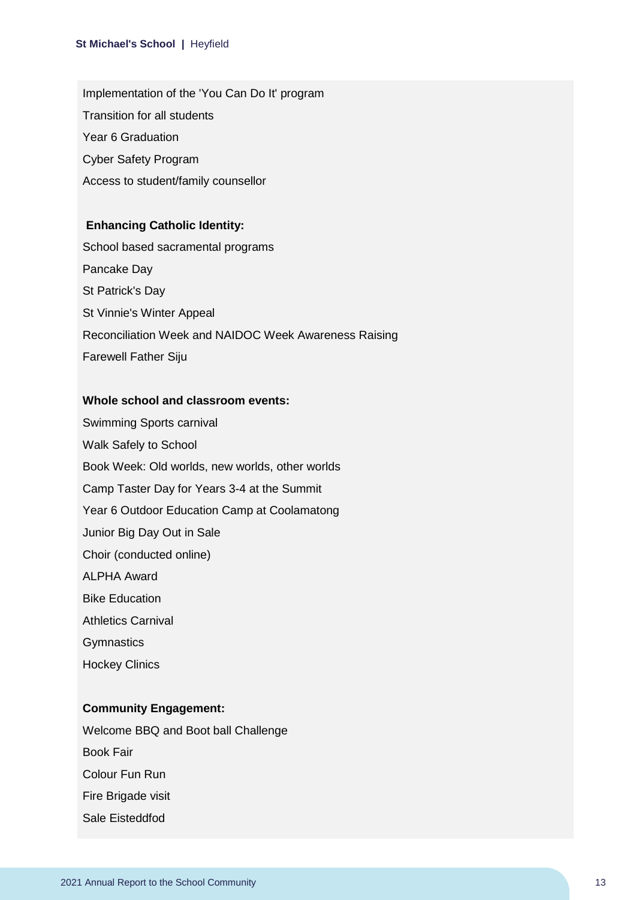Implementation of the 'You Can Do It' program

Transition for all students

Year 6 Graduation

Cyber Safety Program

Access to student/family counsellor

**Enhancing Catholic Identity:**

School based sacramental programs

Pancake Day

St Patrick's Day

St Vinnie's Winter Appeal

Reconciliation Week and NAIDOC Week Awareness Raising

Farewell Father Siju

**Whole school and classroom events:**

Swimming Sports carnival

Walk Safely to School

Book Week: Old worlds, new worlds, other worlds

Camp Taster Day for Years 3-4 at the Summit

Year 6 Outdoor Education Camp at Coolamatong

Junior Big Day Out in Sale

Choir (conducted online)

ALPHA Award

Bike Education

Athletics Carnival

Gymnastics

Hockey Clinics

**Community Engagement:**

Welcome BBQ and Boot ball Challenge

Book Fair

Colour Fun Run

Fire Brigade visit

Sale Eisteddfod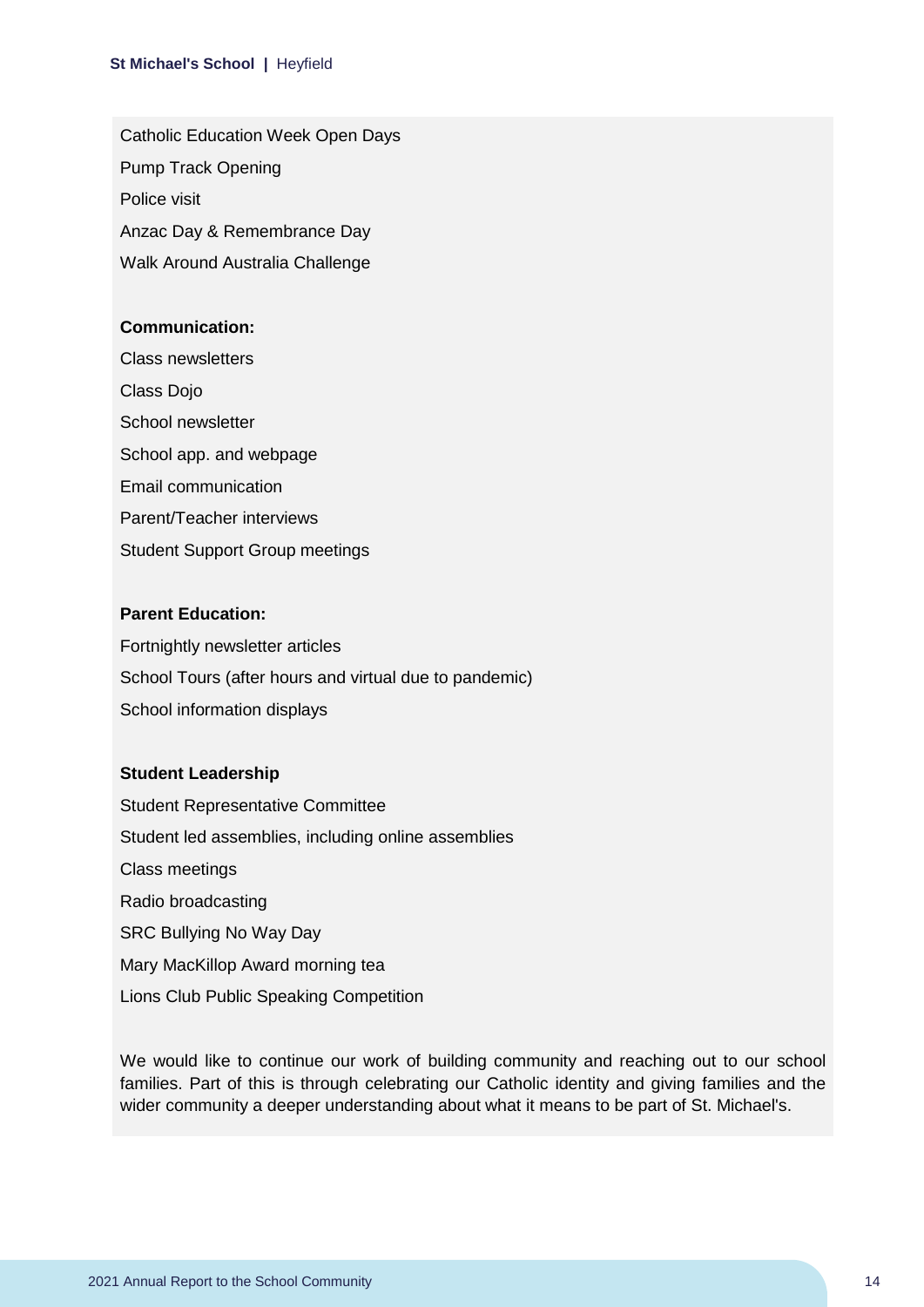Catholic Education Week Open Days

Pump Track Opening

Police visit

Anzac Day & Remembrance Day

Walk Around Australia Challenge

**Communication:**

Class newsletters

Class Dojo

School newsletter

School app. and webpage

Email communication

Parent/Teacher interviews

Student Support Group meetings

**Parent Education:**

Fortnightly newsletter articles

School Tours (after hours and virtual due to pandemic)

School information displays

**Student Leadership**

Student Representative Committee

Student led assemblies, including online assemblies

Class meetings

Radio broadcasting

SRC Bullying No Way Day

Mary MacKillop Award morning tea

Lions Club Public Speaking Competition

We would like to continue our work of building community and reaching out to our school families. Part of this is through celebrating our Catholic identity and giving families and the wider community a deeper understanding about what it means to be part of St. Michael's.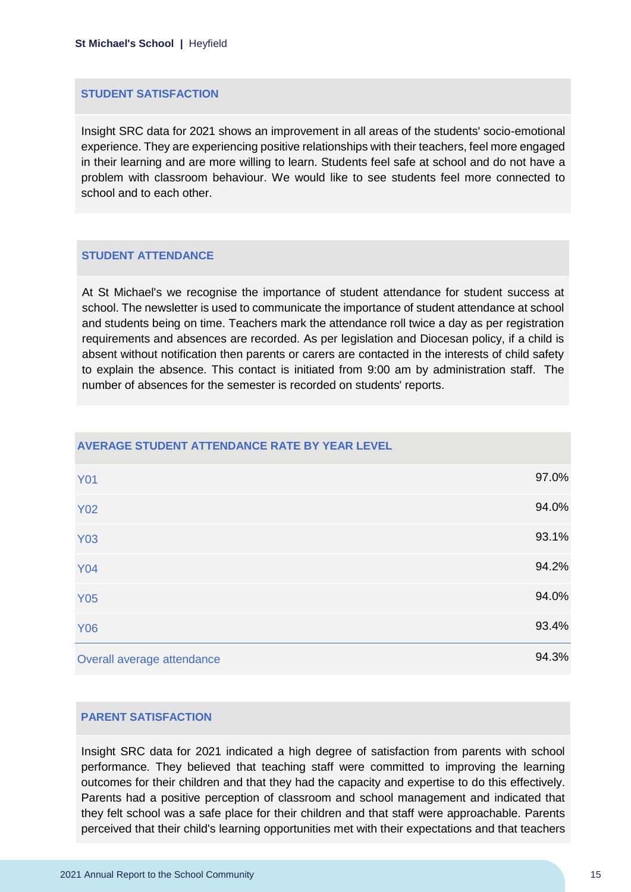## STUDENT SATISFACTION

Insight SRC data for 2021 shows an improvement in all areas of the students' socio-emotional experience. They are experiencing positive relationships with their teachers, feel more engaged in their learning and are more willing to learn. Students feel safe at school and do not have a problem with classroom behaviour. We would like to see students feel more connected to school and to each other.

## STUDENT ATTENDANCE

At St Michael's we recognise the importance of student attendance for student success at school. The newsletter is used to communicate the importance of student attendance at school and students being on time. Teachers mark the attendance roll twice a day as per registration requirements and absences are recorded. As per legislation and Diocesan policy, if a child is absent without notification then parents or carers are contacted in the interests of child safety to explain the absence. This contact is initiated from 9:00 am by administration staff. The number of absences for the semester is recorded on students' reports.

| AVERAGE STUDENT ATTENDANCE RATE BY YEAR LEVEL | |
|---|---|
| Y01 | 97.0% |
| Y02 | 94.0% |
| Y03 | 93.1% |
| Y04 | 94.2% |
| Y05 | 94.0% |
| Y06 | 93.4% |
| Overall average attendance | 94.3% |

## PARENT SATISFACTION

Insight SRC data for 2021 indicated a high degree of satisfaction from parents with school performance. They believed that teaching staff were committed to improving the learning outcomes for their children and that they had the capacity and expertise to do this effectively. Parents had a positive perception of classroom and school management and indicated that they felt school was a safe place for their children and that staff were approachable. Parents perceived that their child's learning opportunities met with their expectations and that teachers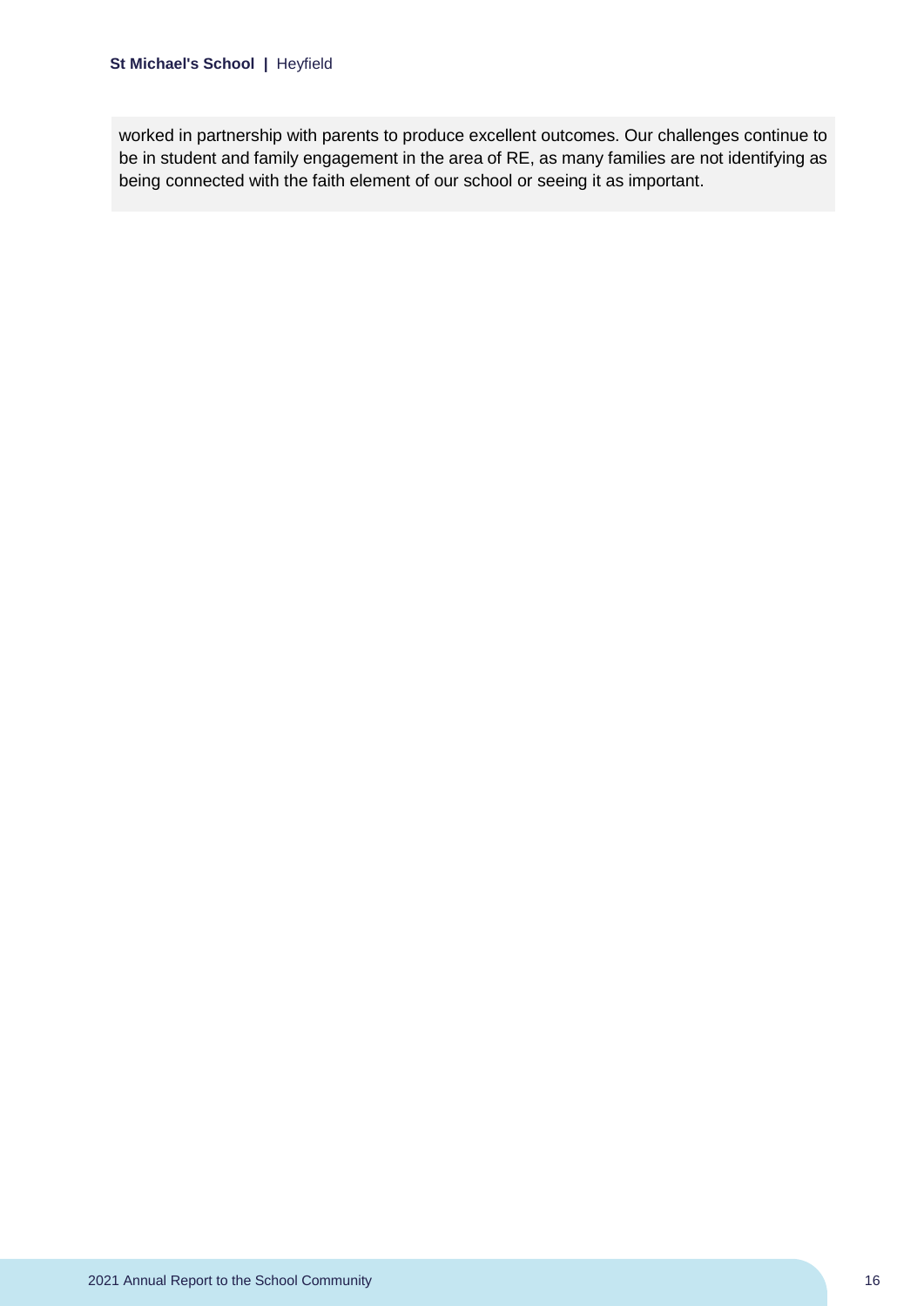worked in partnership with parents to produce excellent outcomes. Our challenges continue to be in student and family engagement in the area of RE, as many families are not identifying as being connected with the faith element of our school or seeing it as important.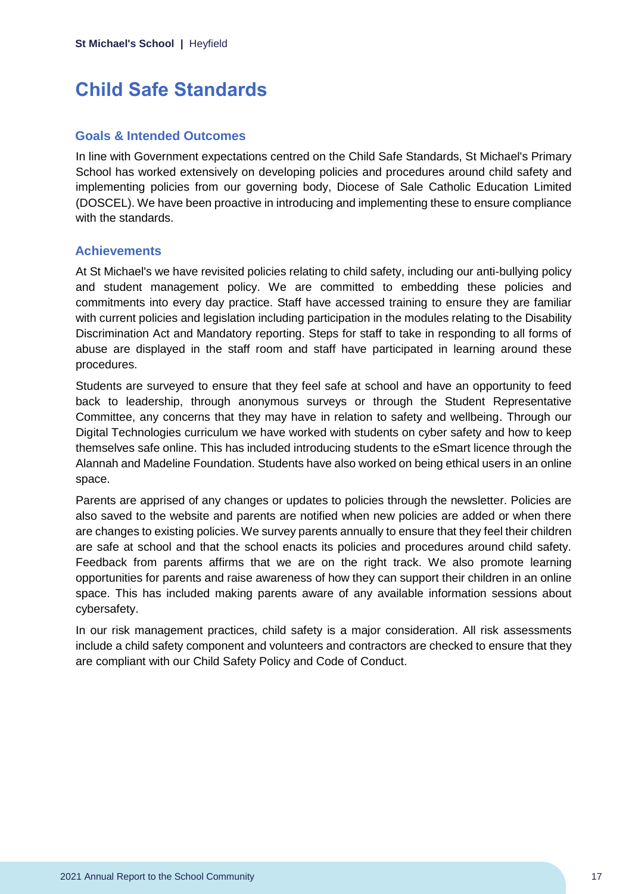# Child Safe Standards

## Goals & Intended Outcomes

In line with Government expectations centred on the Child Safe Standards, St Michael's Primary School has worked extensively on developing policies and procedures around child safety and implementing policies from our governing body, Diocese of Sale Catholic Education Limited (DOSCEL). We have been proactive in introducing and implementing these to ensure compliance with the standards.

## Achievements

At St Michael's we have revisited policies relating to child safety, including our anti-bullying policy and student management policy. We are committed to embedding these policies and commitments into every day practice. Staff have accessed training to ensure they are familiar with current policies and legislation including participation in the modules relating to the Disability Discrimination Act and Mandatory reporting. Steps for staff to take in responding to all forms of abuse are displayed in the staff room and staff have participated in learning around these procedures.

Students are surveyed to ensure that they feel safe at school and have an opportunity to feed back to leadership, through anonymous surveys or through the Student Representative Committee, any concerns that they may have in relation to safety and wellbeing. Through our Digital Technologies curriculum we have worked with students on cyber safety and how to keep themselves safe online. This has included introducing students to the eSmart licence through the Alannah and Madeline Foundation. Students have also worked on being ethical users in an online space.

Parents are apprised of any changes or updates to policies through the newsletter. Policies are also saved to the website and parents are notified when new policies are added or when there are changes to existing policies. We survey parents annually to ensure that they feel their children are safe at school and that the school enacts its policies and procedures around child safety. Feedback from parents affirms that we are on the right track. We also promote learning opportunities for parents and raise awareness of how they can support their children in an online space. This has included making parents aware of any available information sessions about cybersafety.

In our risk management practices, child safety is a major consideration. All risk assessments include a child safety component and volunteers and contractors are checked to ensure that they are compliant with our Child Safety Policy and Code of Conduct.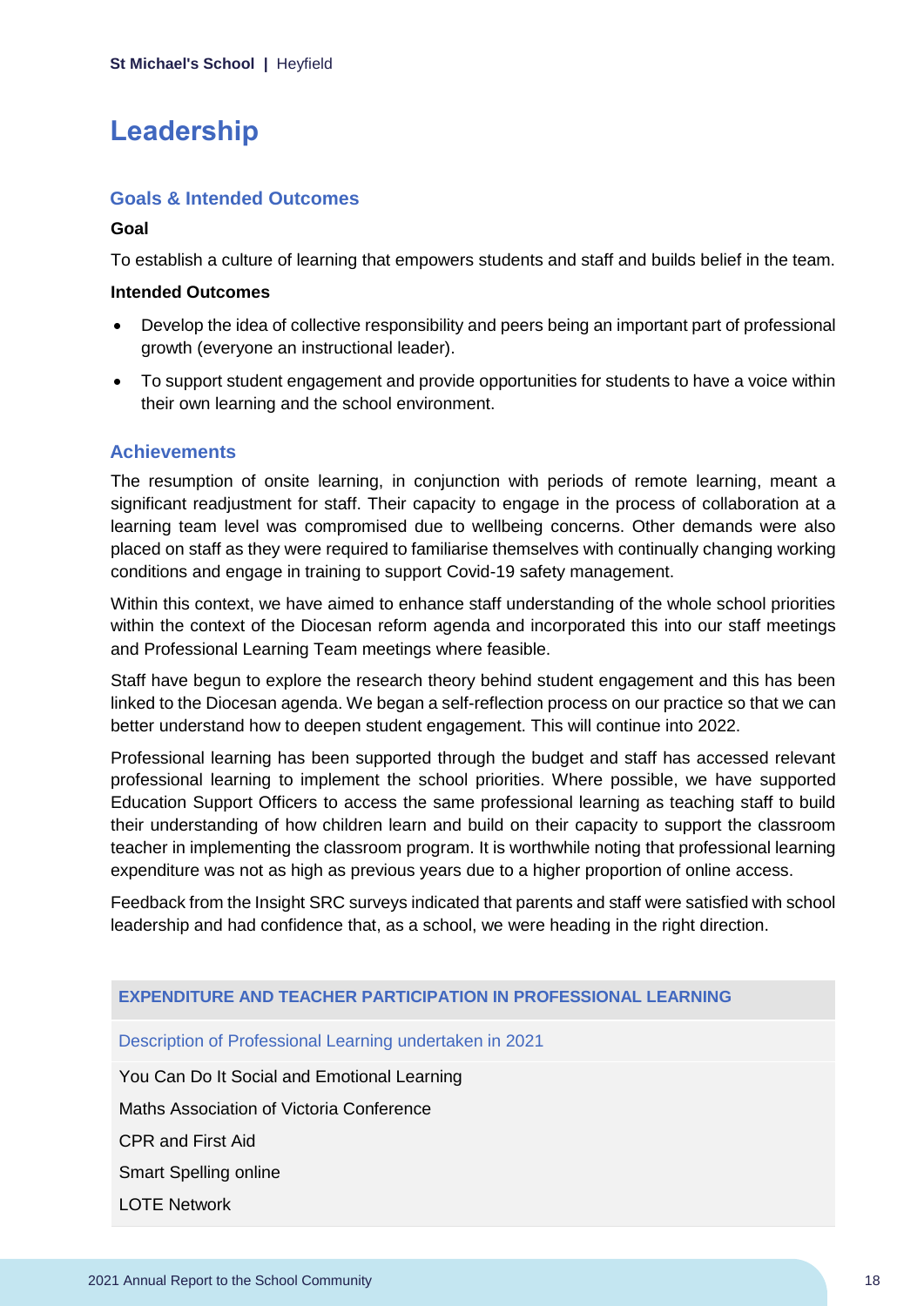# Leadership

## Goals & Intended Outcomes

**Goal**

To establish a culture of learning that empowers students and staff and builds belief in the team.

**Intended Outcomes**

- Develop the idea of collective responsibility and peers being an important part of professional growth (everyone an instructional leader).
- To support student engagement and provide opportunities for students to have a voice within their own learning and the school environment.

## Achievements

The resumption of onsite learning, in conjunction with periods of remote learning, meant a significant readjustment for staff. Their capacity to engage in the process of collaboration at a learning team level was compromised due to wellbeing concerns. Other demands were also placed on staff as they were required to familiarise themselves with continually changing working conditions and engage in training to support Covid-19 safety management.

Within this context, we have aimed to enhance staff understanding of the whole school priorities within the context of the Diocesan reform agenda and incorporated this into our staff meetings and Professional Learning Team meetings where feasible.

Staff have begun to explore the research theory behind student engagement and this has been linked to the Diocesan agenda. We began a self-reflection process on our practice so that we can better understand how to deepen student engagement. This will continue into 2022.

Professional learning has been supported through the budget and staff has accessed relevant professional learning to implement the school priorities. Where possible, we have supported Education Support Officers to access the same professional learning as teaching staff to build their understanding of how children learn and build on their capacity to support the classroom teacher in implementing the classroom program. It is worthwhile noting that professional learning expenditure was not as high as previous years due to a higher proportion of online access.

Feedback from the Insight SRC surveys indicated that parents and staff were satisfied with school leadership and had confidence that, as a school, we were heading in the right direction.

| EXPENDITURE AND TEACHER PARTICIPATION IN PROFESSIONAL LEARNING |
|---|
| Description of Professional Learning undertaken in 2021 |
| You Can Do It Social and Emotional Learning |
| Maths Association of Victoria Conference |
| CPR and First Aid |
| Smart Spelling online |
| LOTE Network |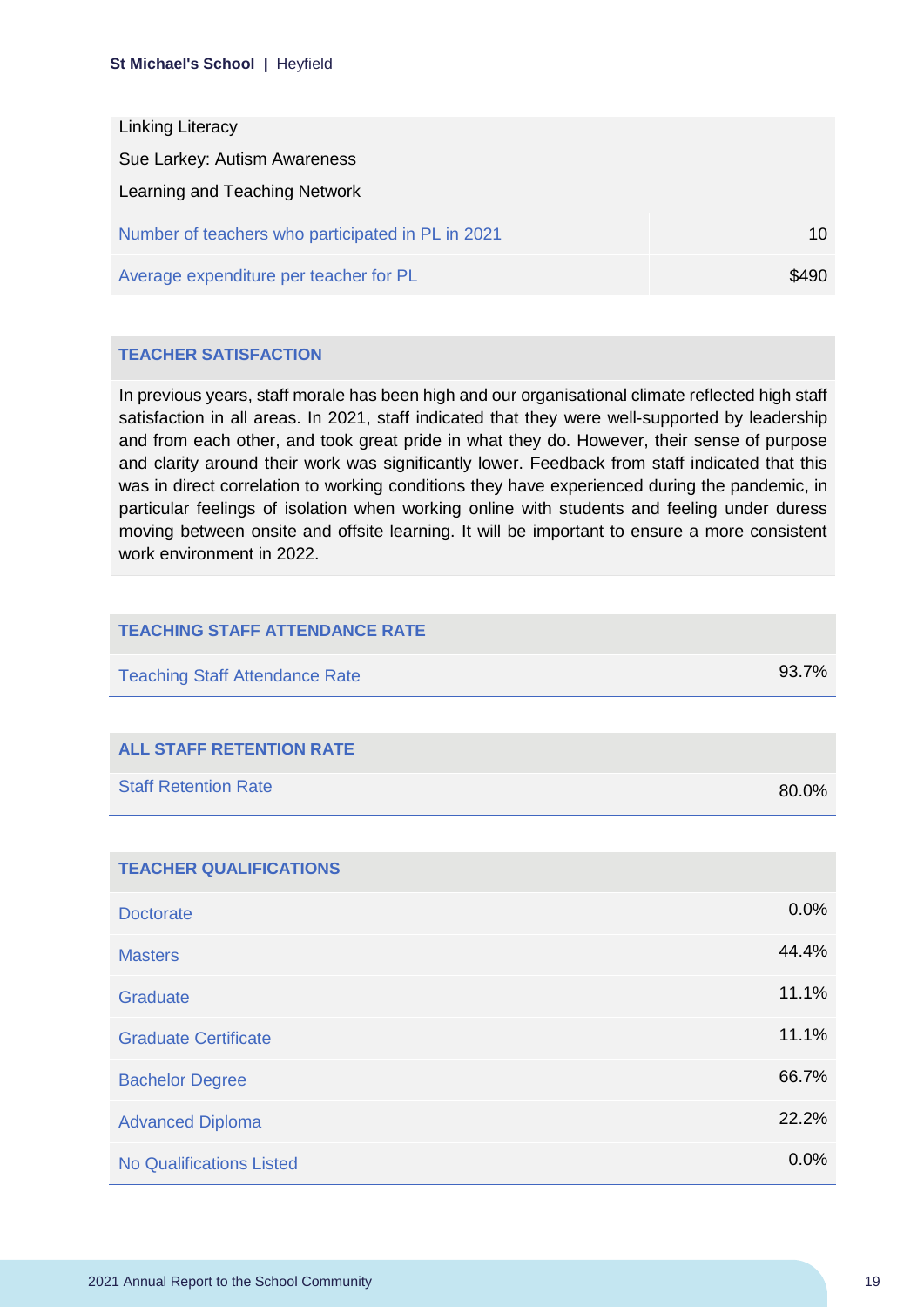Linking Literacy

Sue Larkey: Autism Awareness

Learning and Teaching Network

| | |
|---|---|
| Number of teachers who participated in PL in 2021 | 10 |
| Average expenditure per teacher for PL | $490 |

## TEACHER SATISFACTION

In previous years, staff morale has been high and our organisational climate reflected high staff satisfaction in all areas. In 2021, staff indicated that they were well-supported by leadership and from each other, and took great pride in what they do. However, their sense of purpose and clarity around their work was significantly lower. Feedback from staff indicated that this was in direct correlation to working conditions they have experienced during the pandemic, in particular feelings of isolation when working online with students and feeling under duress moving between onsite and offsite learning. It will be important to ensure a more consistent work environment in 2022.

## TEACHING STAFF ATTENDANCE RATE

| | |
|---|---|
| Teaching Staff Attendance Rate | 93.7% |

## ALL STAFF RETENTION RATE

| | |
|---|---|
| Staff Retention Rate | 80.0% |

## TEACHER QUALIFICATIONS

| | |
|---|---|
| Doctorate | 0.0% |
| Masters | 44.4% |
| Graduate | 11.1% |
| Graduate Certificate | 11.1% |
| Bachelor Degree | 66.7% |
| Advanced Diploma | 22.2% |
| No Qualifications Listed | 0.0% |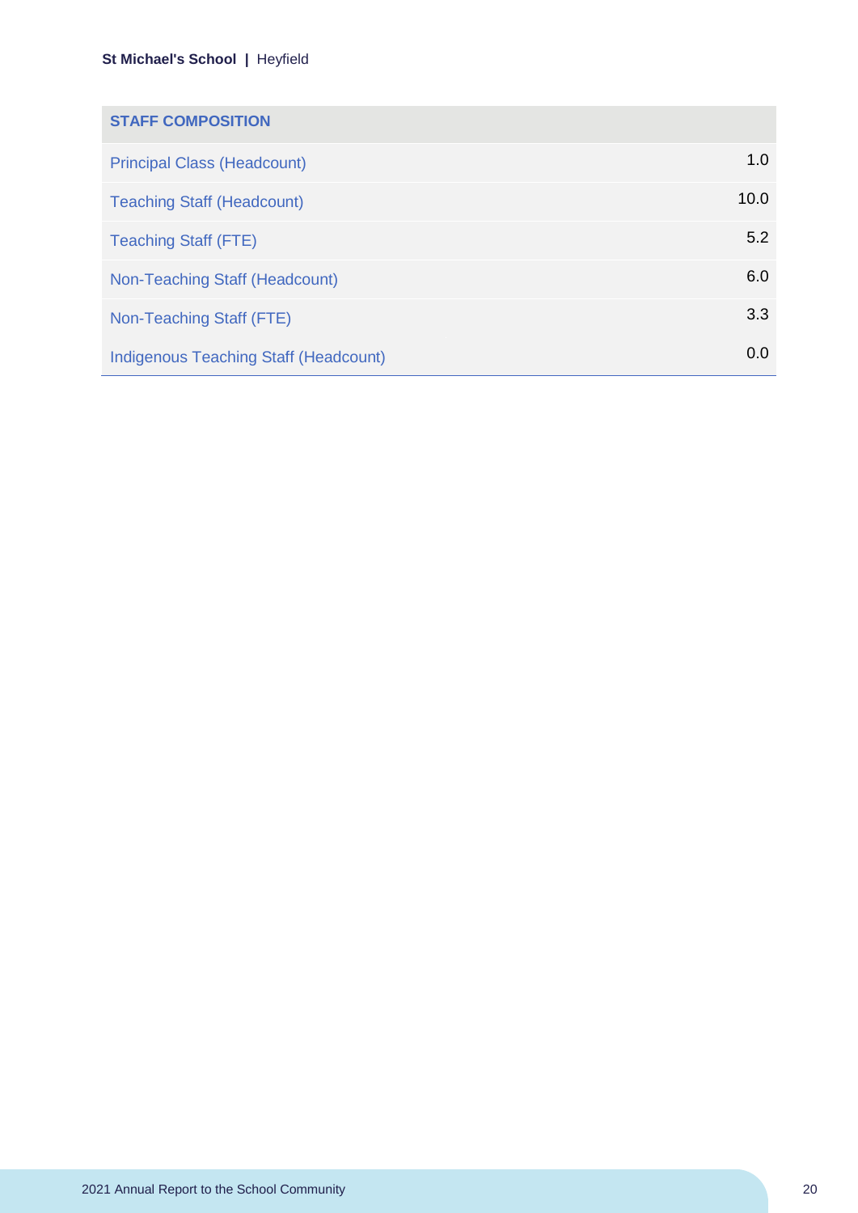| STAFF COMPOSITION | |
|---|---|
| Principal Class (Headcount) | 1.0 |
| Teaching Staff (Headcount) | 10.0 |
| Teaching Staff (FTE) | 5.2 |
| Non-Teaching Staff (Headcount) | 6.0 |
| Non-Teaching Staff (FTE) | 3.3 |
| Indigenous Teaching Staff (Headcount) | 0.0 |